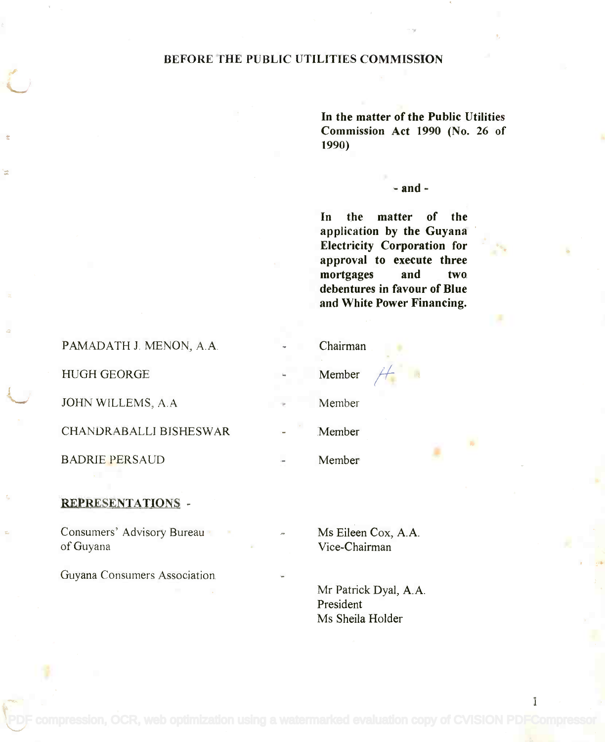# BEFORE THE PUBLIC UTILITIES COMMISSION

**In the matter of the Public Utilities Commission Act 1990 (No. 26 of 1990)**

**- and -**

**In the matter of the application by the Guyana Electricity Corporation for approval to execute three mortgages and two debentures in favour of Blue and White Power Financing.**

| | | |
|---|---|---|
| PAMADATH J. MENON, A.A. | - | Chairman |
| HUGH GEORGE | - | Member |
| JOHN WILLEMS, A.A | - | Member |
| CHANDRABALLI BISHESWAR | - | Member |
| BADRIE PERSAUD | - | Member |

**REPRESENTATIONS** -

| | | |
|---|---|---|
| Consumers' Advisory Bureau of Guyana | - | Ms Eileen Cox, A.A. Vice-Chairman |
| Guyana Consumers Association | - | Mr Patrick Dyal, A.A. President<br>Ms Sheila Holder |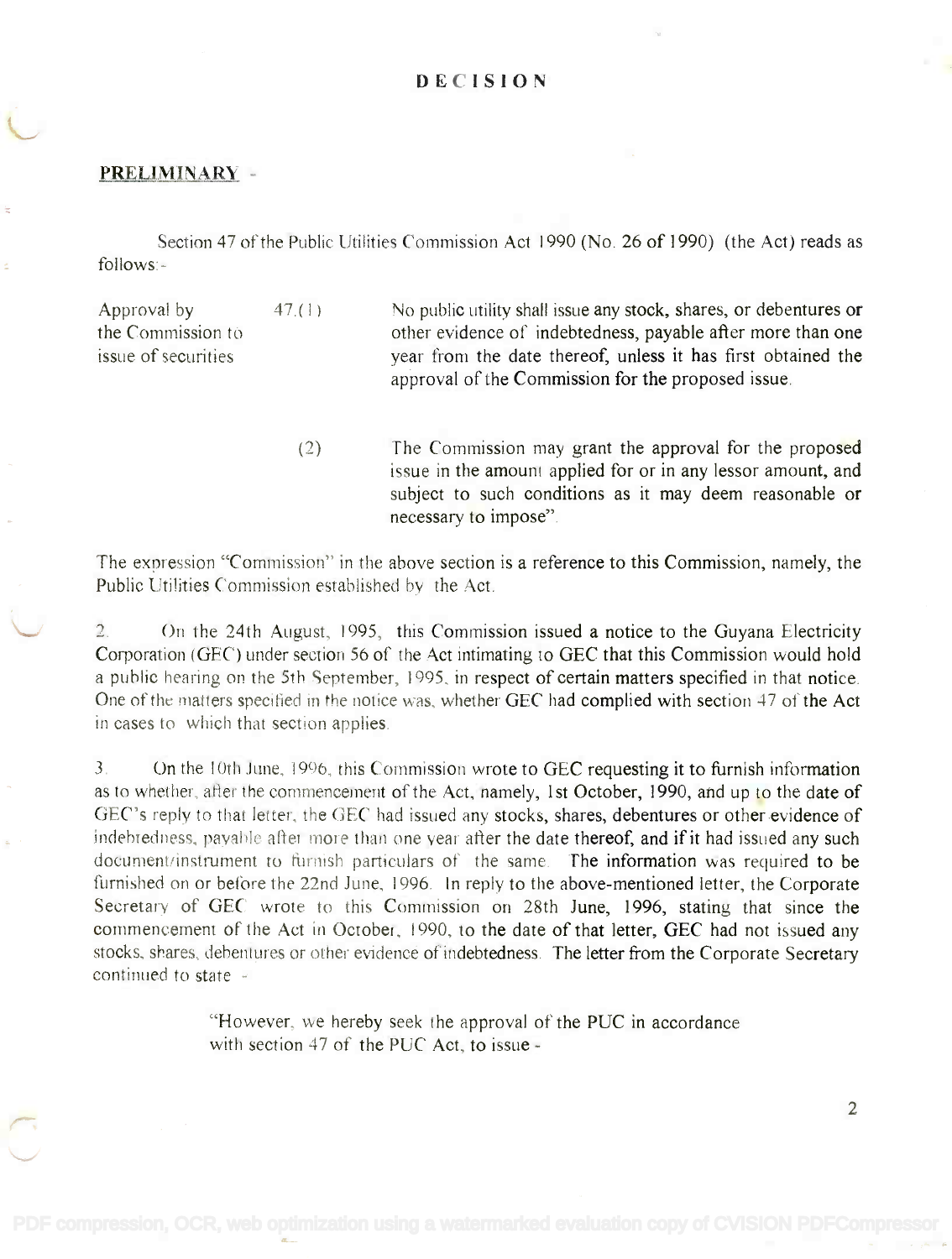# DECISION

**PRELIMINARY** -

Section 47 of the Public Utilities Commission Act 1990 (No. 26 of 1990) (the Act) reads as follows:-

| | | |
|---|---|---|
| Approval by the Commission to issue of securities | 47.(1) | No public utility shall issue any stock, shares, or debentures or other evidence of indebtedness, payable after more than one year from the date thereof, unless it has first obtained the approval of the Commission for the proposed issue. |
| | (2) | The Commission may grant the approval for the proposed issue in the amount applied for or in any lessor amount, and subject to such conditions as it may deem reasonable or necessary to impose". |

The expression "Commission" in the above section is a reference to this Commission, namely, the Public Utilities Commission established by the Act.

2. On the 24th August, 1995, this Commission issued a notice to the Guyana Electricity Corporation (GEC) under section 56 of the Act intimating to GEC that this Commission would hold a public hearing on the 5th September, 1995, in respect of certain matters specified in that notice. One of the matters specified in the notice was, whether GEC had complied with section 47 of the Act in cases to which that section applies.

3. On the 10th June, 1996, this Commission wrote to GEC requesting it to furnish information as to whether, after the commencement of the Act, namely, 1st October, 1990, and up to the date of GEC's reply to that letter, the GEC had issued any stocks, shares, debentures or other evidence of indebtedness, payable after more than one year after the date thereof, and if it had issued any such document/instrument to furnish particulars of the same. The information was required to be furnished on or before the 22nd June, 1996. In reply to the above-mentioned letter, the Corporate Secretary of GEC wrote to this Commission on 28th June, 1996, stating that since the commencement of the Act in October, 1990, to the date of that letter, GEC had not issued any stocks, shares, debentures or other evidence of indebtedness. The letter from the Corporate Secretary continued to state -

> "However, we hereby seek the approval of the PUC in accordance with section 47 of the PUC Act, to issue -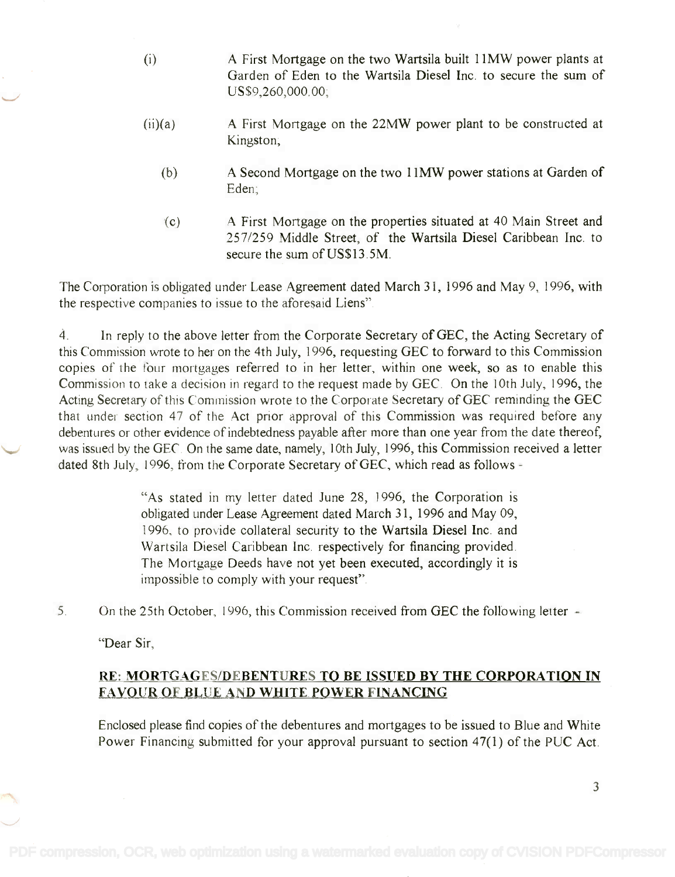(i) A First Mortgage on the two Wartsila built 11MW power plants at Garden of Eden to the Wartsila Diesel Inc. to secure the sum of US$9,260,000.00;

(ii)(a) A First Mortgage on the 22MW power plant to be constructed at Kingston;

(b) A Second Mortgage on the two 11MW power stations at Garden of Eden;

(c) A First Mortgage on the properties situated at 40 Main Street and 257/259 Middle Street, of the Wartsila Diesel Caribbean Inc. to secure the sum of US$13.5M.

The Corporation is obligated under Lease Agreement dated March 31, 1996 and May 9, 1996, with the respective companies to issue to the aforesaid Liens".

4. In reply to the above letter from the Corporate Secretary of GEC, the Acting Secretary of this Commission wrote to her on the 4th July, 1996, requesting GEC to forward to this Commission copies of the four mortgages referred to in her letter, within one week, so as to enable this Commission to take a decision in regard to the request made by GEC. On the 10th July, 1996, the Acting Secretary of this Commission wrote to the Corporate Secretary of GEC reminding the GEC that under section 47 of the Act prior approval of this Commission was required before any debentures or other evidence of indebtedness payable after more than one year from the date thereof, was issued by the GEC. On the same date, namely, 10th July, 1996, this Commission received a letter dated 8th July, 1996, from the Corporate Secretary of GEC, which read as follows -

> "As stated in my letter dated June 28, 1996, the Corporation is obligated under Lease Agreement dated March 31, 1996 and May 09, 1996, to provide collateral security to the Wartsila Diesel Inc. and Wartsila Diesel Caribbean Inc. respectively for financing provided. The Mortgage Deeds have not yet been executed, accordingly it is impossible to comply with your request".

5. On the 25th October, 1996, this Commission received from GEC the following letter -

"Dear Sir,

**<u>RE: MORTGAGES/DEBENTURES TO BE ISSUED BY THE CORPORATION IN FAVOUR OF BLUE AND WHITE POWER FINANCING</u>**

Enclosed please find copies of the debentures and mortgages to be issued to Blue and White Power Financing submitted for your approval pursuant to section 47(1) of the PUC Act.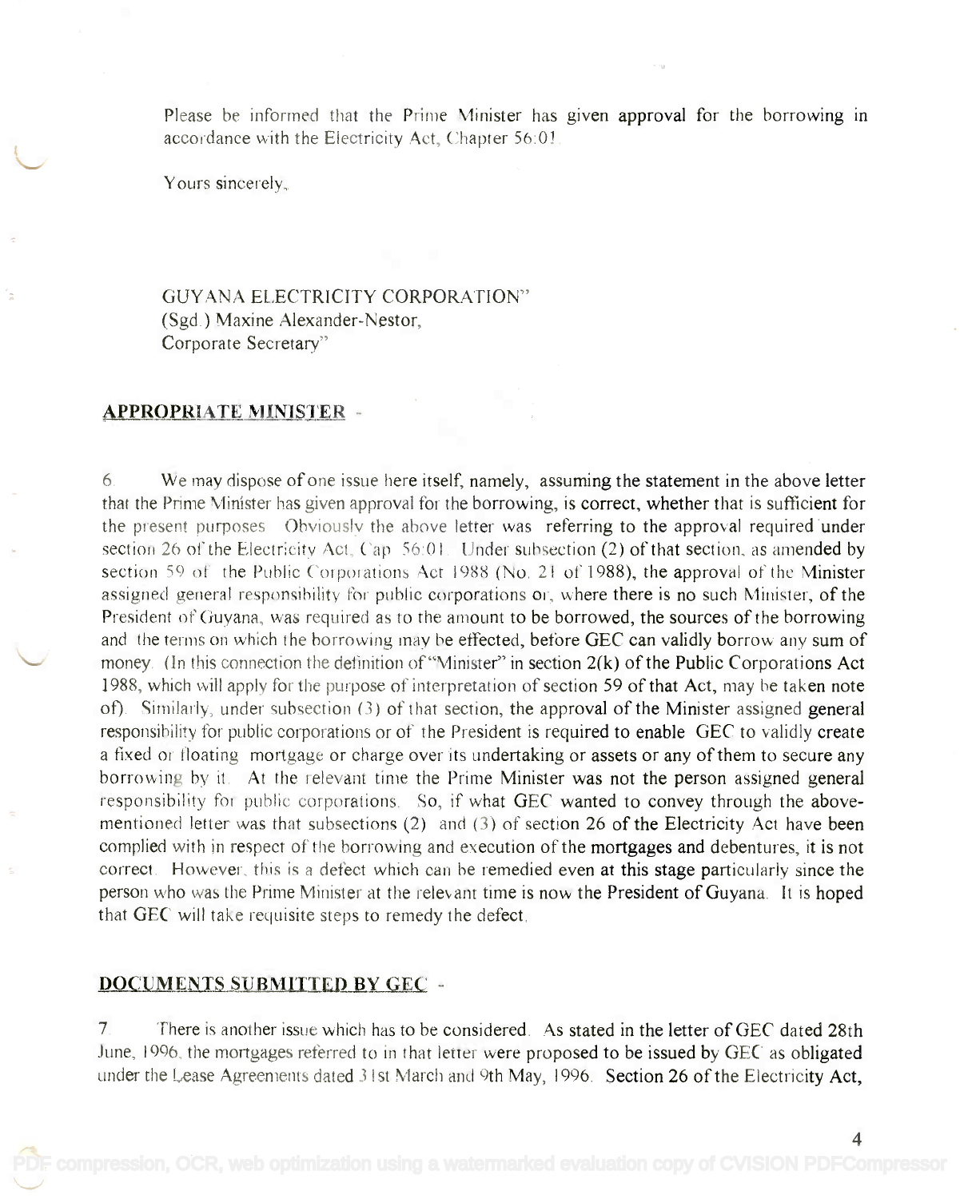Please be informed that the Prime Minister has given approval for the borrowing in accordance with the Electricity Act, Chapter 56:01.

Yours sincerely,

GUYANA ELECTRICITY CORPORATION"
(Sgd.) Maxine Alexander-Nestor,
Corporate Secretary"

## APPROPRIATE MINISTER -

6. We may dispose of one issue here itself, namely, assuming the statement in the above letter that the Prime Minister has given approval for the borrowing, is correct, whether that is sufficient for the present purposes. Obviously the above letter was referring to the approval required under section 26 of the Electricity Act, Cap. 56:01. Under subsection (2) of that section, as amended by section 59 of the Public Corporations Act 1988 (No. 21 of 1988), the approval of the Minister assigned general responsibility for public corporations or, where there is no such Minister, of the President of Guyana, was required as to the amount to be borrowed, the sources of the borrowing and the terms on which the borrowing may be effected, before GEC can validly borrow any sum of money. (In this connection the definition of "Minister" in section 2(k) of the Public Corporations Act 1988, which will apply for the purpose of interpretation of section 59 of that Act, may be taken note of). Similarly, under subsection (3) of that section, the approval of the Minister assigned general responsibility for public corporations or of the President is required to enable GEC to validly create a fixed or floating mortgage or charge over its undertaking or assets or any of them to secure any borrowing by it. At the relevant time the Prime Minister was not the person assigned general responsibility for public corporations. So, if what GEC wanted to convey through the above-mentioned letter was that subsections (2) and (3) of section 26 of the Electricity Act have been complied with in respect of the borrowing and execution of the mortgages and debentures, it is not correct. However, this is a defect which can be remedied even at this stage particularly since the person who was the Prime Minister at the relevant time is now the President of Guyana. It is hoped that GEC will take requisite steps to remedy the defect.

## DOCUMENTS SUBMITTED BY GEC -

7. There is another issue which has to be considered. As stated in the letter of GEC dated 28th June, 1996, the mortgages referred to in that letter were proposed to be issued by GEC as obligated under the Lease Agreements dated 31st March and 9th May, 1996. Section 26 of the Electricity Act,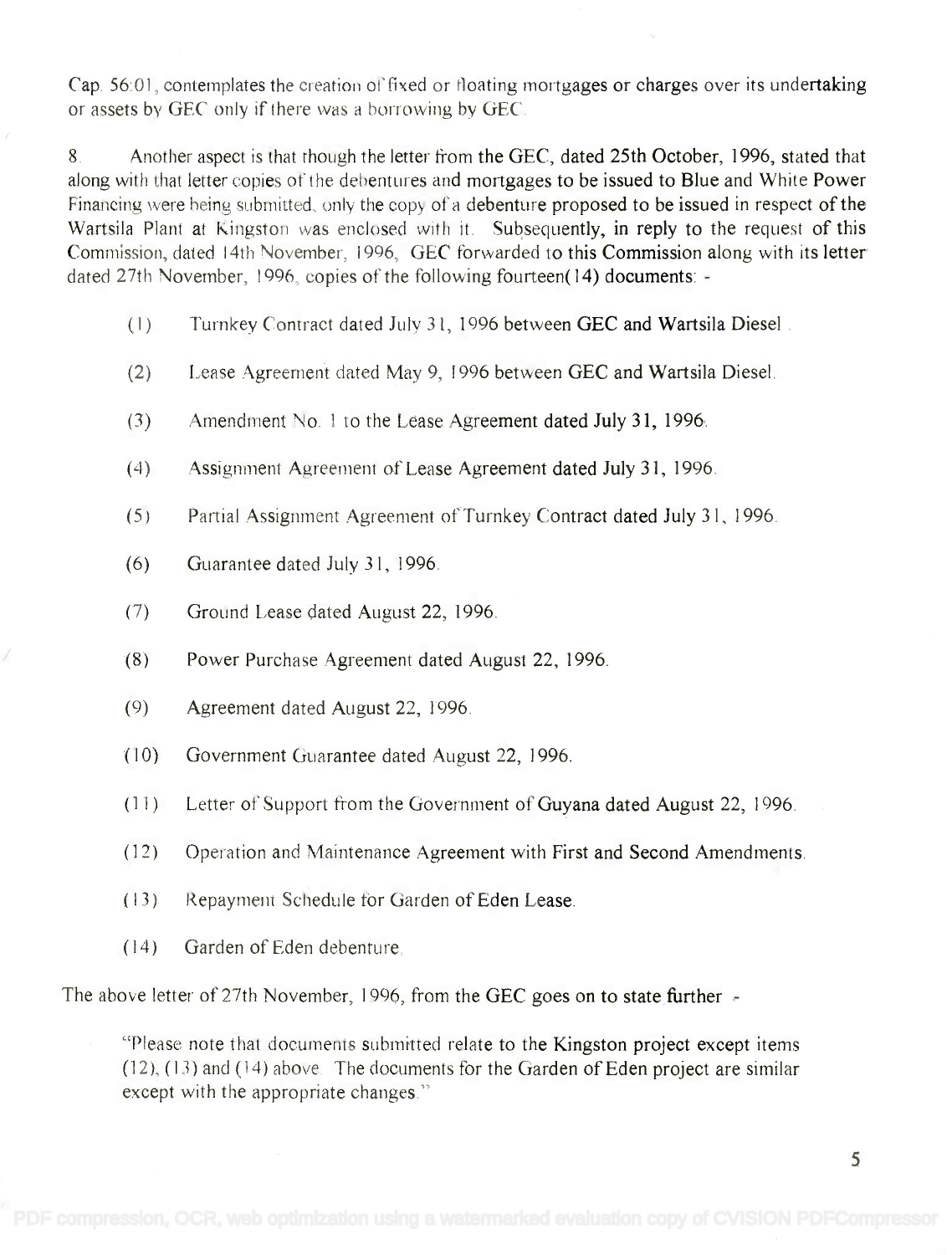Cap. 56:01, contemplates the creation of fixed or floating mortgages or charges over its undertaking or assets by GEC only if there was a borrowing by GEC.

8. Another aspect is that though the letter from the GEC, dated 25th October, 1996, stated that along with that letter copies of the debentures and mortgages to be issued to Blue and White Power Financing were being submitted, only the copy of a debenture proposed to be issued in respect of the Wartsila Plant at Kingston was enclosed with it. Subsequently, in reply to the request of this Commission, dated 14th November, 1996, GEC forwarded to this Commission along with its letter dated 27th November, 1996, copies of the following fourteen(14) documents: -

(1) Turnkey Contract dated July 31, 1996 between GEC and Wartsila Diesel.

(2) Lease Agreement dated May 9, 1996 between GEC and Wartsila Diesel.

(3) Amendment No. 1 to the Lease Agreement dated July 31, 1996.

(4) Assignment Agreement of Lease Agreement dated July 31, 1996.

(5) Partial Assignment Agreement of Turnkey Contract dated July 31, 1996.

(6) Guarantee dated July 31, 1996.

(7) Ground Lease dated August 22, 1996.

(8) Power Purchase Agreement dated August 22, 1996.

(9) Agreement dated August 22, 1996.

(10) Government Guarantee dated August 22, 1996.

(11) Letter of Support from the Government of Guyana dated August 22, 1996.

(12) Operation and Maintenance Agreement with First and Second Amendments.

(13) Repayment Schedule for Garden of Eden Lease.

(14) Garden of Eden debenture.

The above letter of 27th November, 1996, from the GEC goes on to state further -

> "Please note that documents submitted relate to the Kingston project except items (12), (13) and (14) above. The documents for the Garden of Eden project are similar except with the appropriate changes."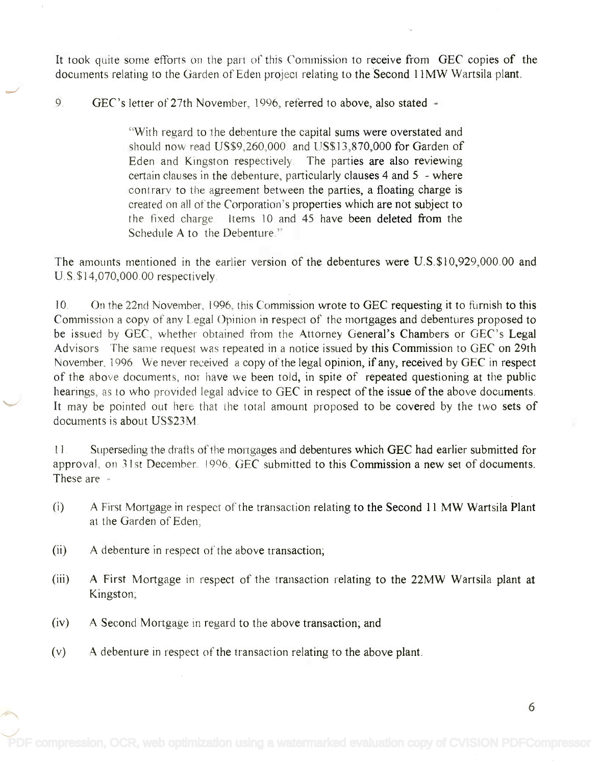It took quite some efforts on the part of this Commission to receive from GEC copies of the documents relating to the Garden of Eden project relating to the Second 11MW Wartsila plant.

9. GEC's letter of 27th November, 1996, referred to above, also stated -

> "With regard to the debenture the capital sums were overstated and should now read US$9,260,000 and US$13,870,000 for Garden of Eden and Kingston respectively. The parties are also reviewing certain clauses in the debenture, particularly clauses 4 and 5 - where contrary to the agreement between the parties, a floating charge is created on all of the Corporation's properties which are not subject to the fixed charge. Items 10 and 45 have been deleted from the Schedule A to the Debenture."

The amounts mentioned in the earlier version of the debentures were U.S.$10,929,000.00 and U.S.$14,070,000.00 respectively.

10. On the 22nd November, 1996, this Commission wrote to GEC requesting it to furnish to this Commission a copy of any Legal Opinion in respect of the mortgages and debentures proposed to be issued by GEC, whether obtained from the Attorney General's Chambers or GEC's Legal Advisors. The same request was repeated in a notice issued by this Commission to GEC on 29th November, 1996. We never received a copy of the legal opinion, if any, received by GEC in respect of the above documents, nor have we been told, in spite of repeated questioning at the public hearings, as to who provided legal advice to GEC in respect of the issue of the above documents. It may be pointed out here that the total amount proposed to be covered by the two sets of documents is about US$23M.

11. Superseding the drafts of the mortgages and debentures which GEC had earlier submitted for approval, on 31st December, 1996, GEC submitted to this Commission a new set of documents. These are -

(i) A First Mortgage in respect of the transaction relating to the Second 11 MW Wartsila Plant at the Garden of Eden;

(ii) A debenture in respect of the above transaction;

(iii) A First Mortgage in respect of the transaction relating to the 22MW Wartsila plant at Kingston;

(iv) A Second Mortgage in regard to the above transaction; and

(v) A debenture in respect of the transaction relating to the above plant.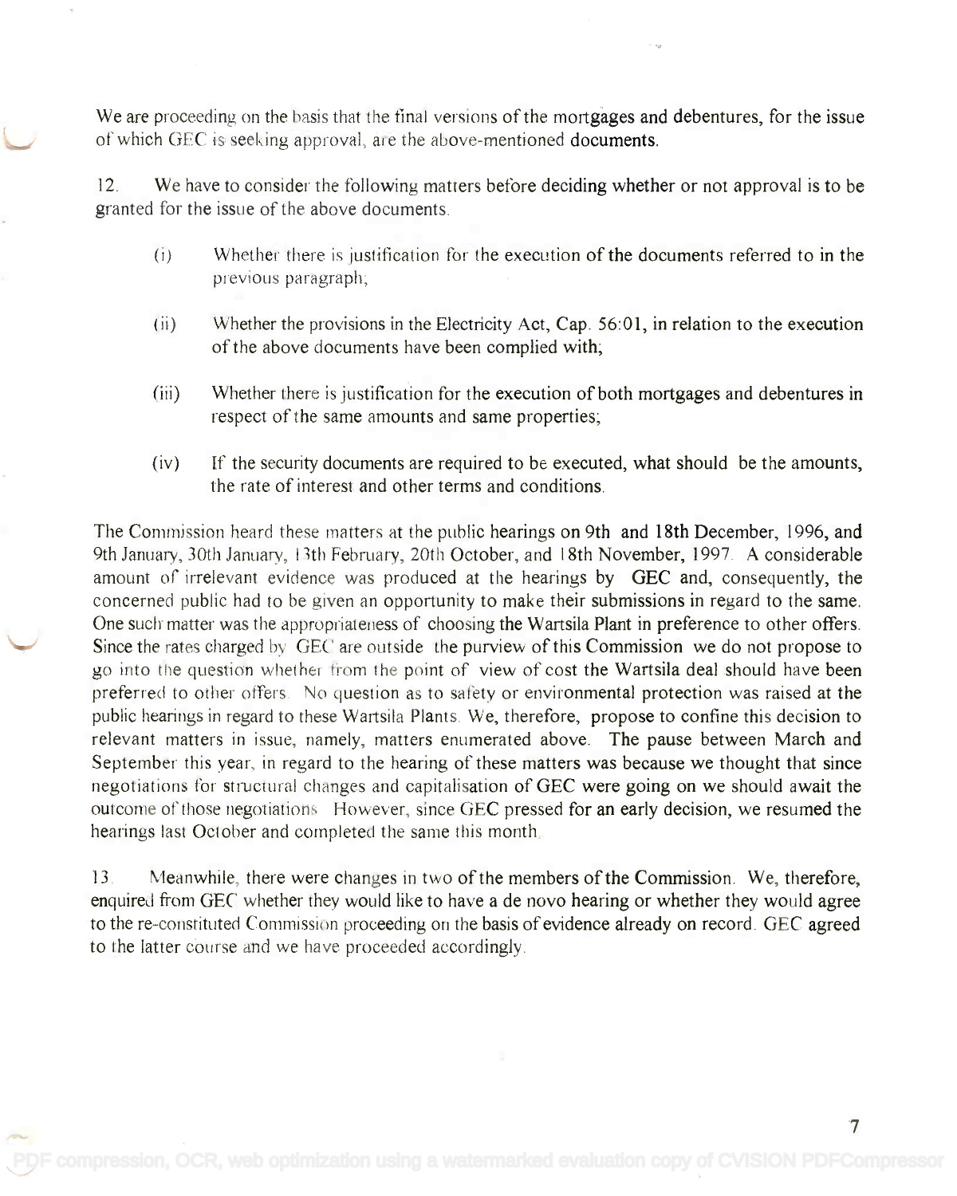We are proceeding on the basis that the final versions of the mortgages and debentures, for the issue of which GEC is seeking approval, are the above-mentioned documents.

12. We have to consider the following matters before deciding whether or not approval is to be granted for the issue of the above documents.

(i) Whether there is justification for the execution of the documents referred to in the previous paragraph;

(ii) Whether the provisions in the Electricity Act, Cap. 56:01, in relation to the execution of the above documents have been complied with;

(iii) Whether there is justification for the execution of both mortgages and debentures in respect of the same amounts and same properties;

(iv) If the security documents are required to be executed, what should be the amounts, the rate of interest and other terms and conditions.

The Commission heard these matters at the public hearings on 9th and 18th December, 1996, and 9th January, 30th January, 13th February, 20th October, and 18th November, 1997. A considerable amount of irrelevant evidence was produced at the hearings by GEC and, consequently, the concerned public had to be given an opportunity to make their submissions in regard to the same. One such matter was the appropriateness of choosing the Wartsila Plant in preference to other offers. Since the rates charged by GEC are outside the purview of this Commission we do not propose to go into the question whether from the point of view of cost the Wartsila deal should have been preferred to other offers. No question as to safety or environmental protection was raised at the public hearings in regard to these Wartsila Plants. We, therefore, propose to confine this decision to relevant matters in issue, namely, matters enumerated above. The pause between March and September this year, in regard to the hearing of these matters was because we thought that since negotiations for structural changes and capitalisation of GEC were going on we should await the outcome of those negotiations. However, since GEC pressed for an early decision, we resumed the hearings last October and completed the same this month.

13. Meanwhile, there were changes in two of the members of the Commission. We, therefore, enquired from GEC whether they would like to have a de novo hearing or whether they would agree to the re-constituted Commission proceeding on the basis of evidence already on record. GEC agreed to the latter course and we have proceeded accordingly.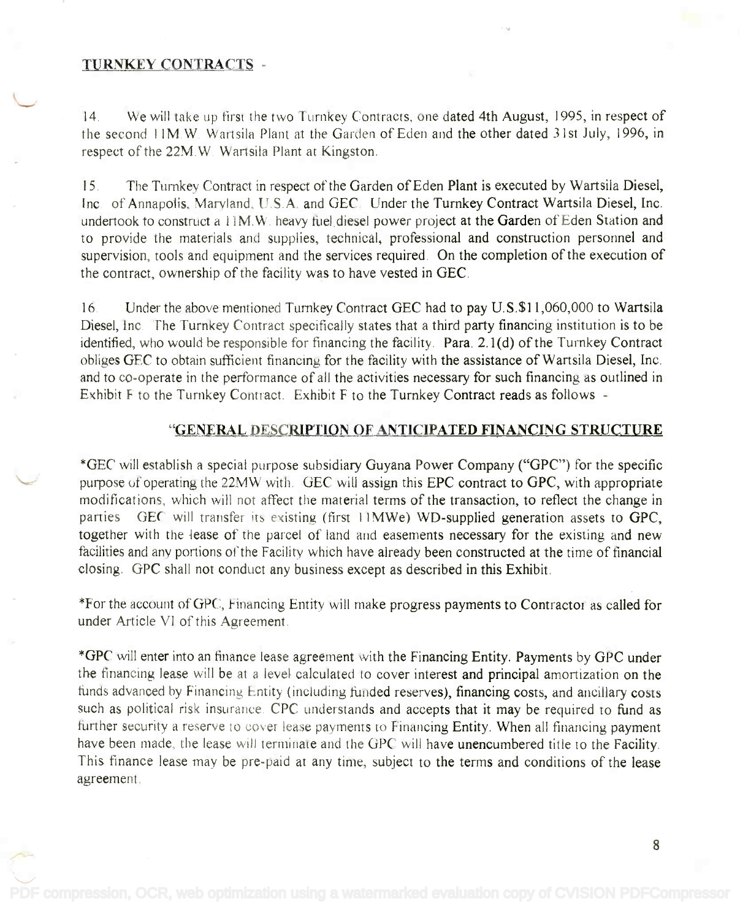## TURNKEY CONTRACTS -

14. We will take up first the two Turnkey Contracts, one dated 4th August, 1995, in respect of the second 11M.W. Wartsila Plant at the Garden of Eden and the other dated 31st July, 1996, in respect of the 22M.W. Wartsila Plant at Kingston.

15. The Turnkey Contract in respect of the Garden of Eden Plant is executed by Wartsila Diesel, Inc. of Annapolis, Maryland, U.S.A. and GEC. Under the Turnkey Contract Wartsila Diesel, Inc. undertook to construct a 11M.W. heavy fuel diesel power project at the Garden of Eden Station and to provide the materials and supplies, technical, professional and construction personnel and supervision, tools and equipment and the services required. On the completion of the execution of the contract, ownership of the facility was to have vested in GEC.

16. Under the above mentioned Turnkey Contract GEC had to pay U.S.$11,060,000 to Wartsila Diesel, Inc. The Turnkey Contract specifically states that a third party financing institution is to be identified, who would be responsible for financing the facility. Para. 2.1(d) of the Turnkey Contract obliges GEC to obtain sufficient financing for the facility with the assistance of Wartsila Diesel, Inc. and to co-operate in the performance of all the activities necessary for such financing as outlined in Exhibit F to the Turnkey Contract. Exhibit F to the Turnkey Contract reads as follows -

"**GENERAL DESCRIPTION OF ANTICIPATED FINANCING STRUCTURE**

*GEC will establish a special purpose subsidiary Guyana Power Company ("GPC") for the specific purpose of operating the 22MW with. GEC will assign this EPC contract to GPC, with appropriate modifications, which will not affect the material terms of the transaction, to reflect the change in parties. GEC will transfer its existing (first 11MWe) WD-supplied generation assets to GPC, together with the lease of the parcel of land and easements necessary for the existing and new facilities and any portions of the Facility which have already been constructed at the time of financial closing. GPC shall not conduct any business except as described in this Exhibit.

*For the account of GPC, Financing Entity will make progress payments to Contractor as called for under Article VI of this Agreement.

*GPC will enter into an finance lease agreement with the Financing Entity. Payments by GPC under the financing lease will be at a level calculated to cover interest and principal amortization on the funds advanced by Financing Entity (including funded reserves), financing costs, and ancillary costs such as political risk insurance. CPC understands and accepts that it may be required to fund as further security a reserve to cover lease payments to Financing Entity. When all financing payment have been made, the lease will terminate and the GPC will have unencumbered title to the Facility. This finance lease may be pre-paid at any time, subject to the terms and conditions of the lease agreement.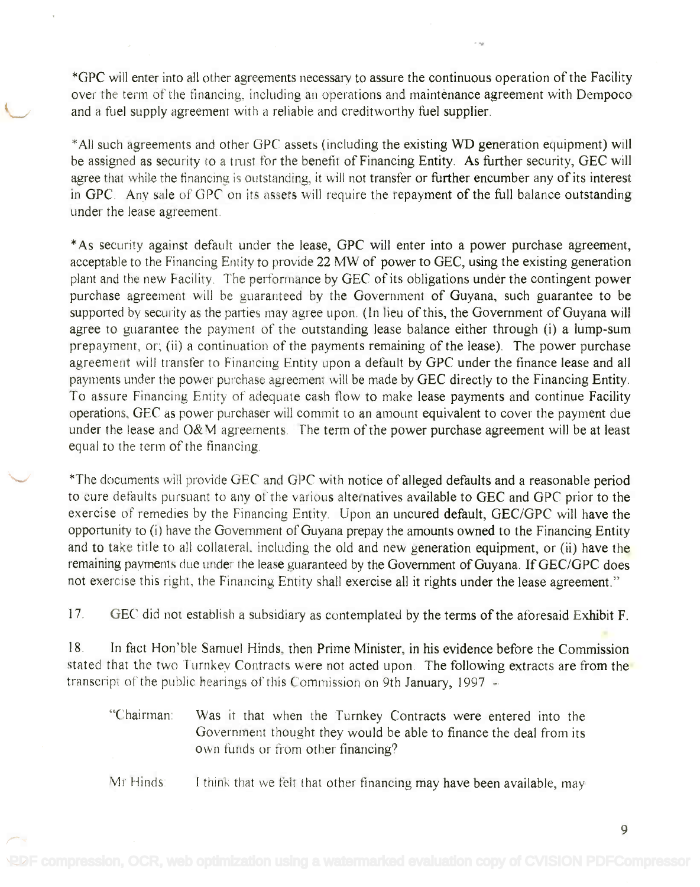*GPC will enter into all other agreements necessary to assure the continuous operation of the Facility over the term of the financing, including an operations and maintenance agreement with Dempoco and a fuel supply agreement with a reliable and creditworthy fuel supplier.

*All such agreements and other GPC assets (including the existing WD generation equipment) will be assigned as security to a trust for the benefit of Financing Entity. As further security, GEC will agree that while the financing is outstanding, it will not transfer or further encumber any of its interest in GPC. Any sale of GPC on its assets will require the repayment of the full balance outstanding under the lease agreement.

*As security against default under the lease, GPC will enter into a power purchase agreement, acceptable to the Financing Entity to provide 22 MW of power to GEC, using the existing generation plant and the new Facility. The performance by GEC of its obligations under the contingent power purchase agreement will be guaranteed by the Government of Guyana, such guarantee to be supported by security as the parties may agree upon. (In lieu of this, the Government of Guyana will agree to guarantee the payment of the outstanding lease balance either through (i) a lump-sum prepayment, or; (ii) a continuation of the payments remaining of the lease). The power purchase agreement will transfer to Financing Entity upon a default by GPC under the finance lease and all payments under the power purchase agreement will be made by GEC directly to the Financing Entity. To assure Financing Entity of adequate cash flow to make lease payments and continue Facility operations, GEC as power purchaser will commit to an amount equivalent to cover the payment due under the lease and O&M agreements. The term of the power purchase agreement will be at least equal to the term of the financing.

*The documents will provide GEC and GPC with notice of alleged defaults and a reasonable period to cure defaults pursuant to any of the various alternatives available to GEC and GPC prior to the exercise of remedies by the Financing Entity. Upon an uncured default, GEC/GPC will have the opportunity to (i) have the Government of Guyana prepay the amounts owned to the Financing Entity and to take title to all collateral, including the old and new generation equipment, or (ii) have the remaining payments due under the lease guaranteed by the Government of Guyana. If GEC/GPC does not exercise this right, the Financing Entity shall exercise all it rights under the lease agreement."

17. GEC did not establish a subsidiary as contemplated by the terms of the aforesaid Exhibit F.

18. In fact Hon'ble Samuel Hinds, then Prime Minister, in his evidence before the Commission stated that the two Turnkey Contracts were not acted upon. The following extracts are from the transcript of the public hearings of this Commission on 9th January, 1997 -

> "Chairman: Was it that when the Turnkey Contracts were entered into the Government thought they would be able to finance the deal from its own funds or from other financing?
>
> Mr Hinds: I think that we felt that other financing may have been available, may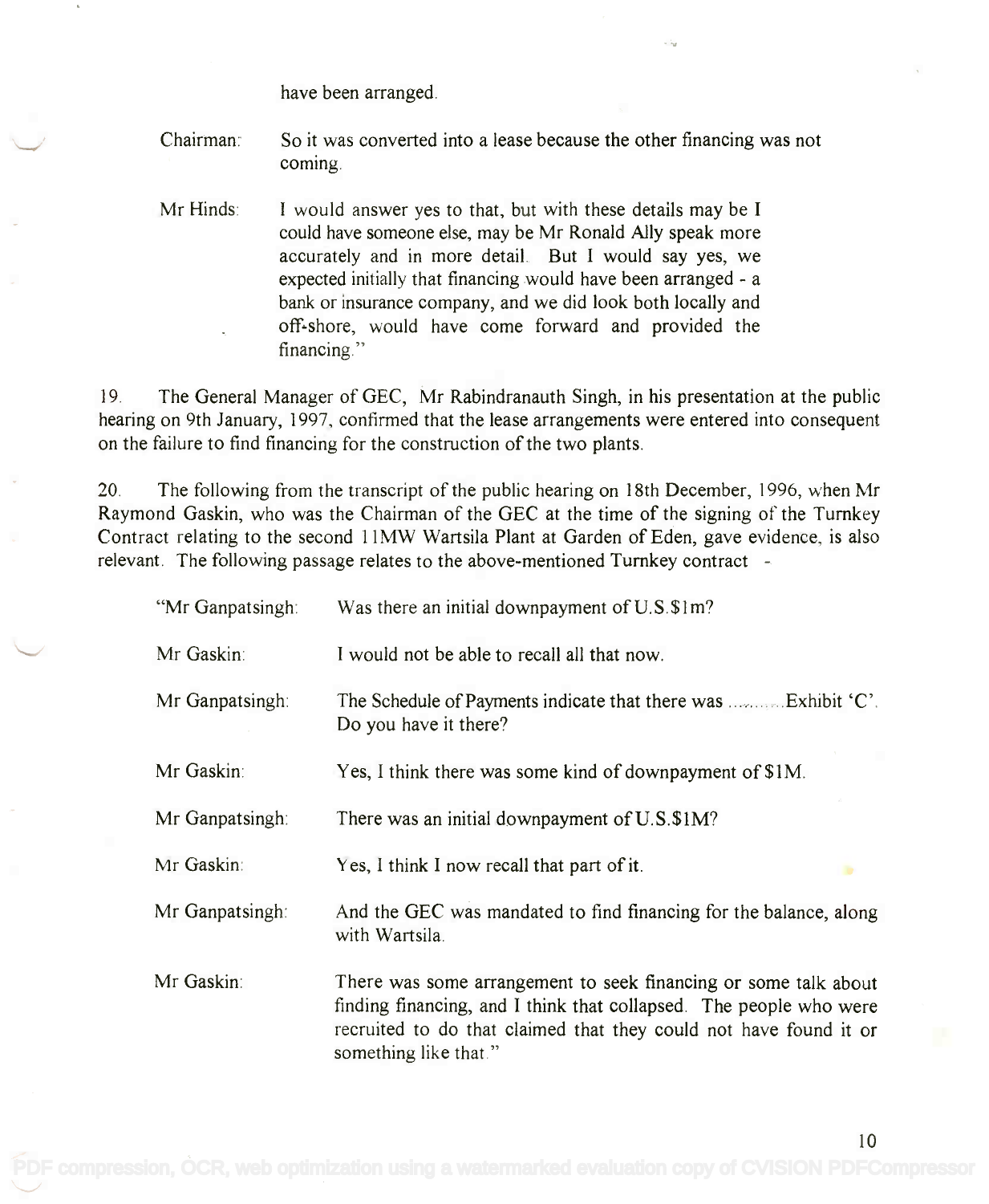have been arranged.

| | |
|---|---|
| Chairman: | So it was converted into a lease because the other financing was not coming. |
| Mr Hinds: | I would answer yes to that, but with these details may be I could have someone else, may be Mr Ronald Ally speak more accurately and in more detail. But I would say yes, we expected initially that financing would have been arranged - a bank or insurance company, and we did look both locally and off-shore, would have come forward and provided the financing." |

19. The General Manager of GEC, Mr Rabindranauth Singh, in his presentation at the public hearing on 9th January, 1997, confirmed that the lease arrangements were entered into consequent on the failure to find financing for the construction of the two plants.

20. The following from the transcript of the public hearing on 18th December, 1996, when Mr Raymond Gaskin, who was the Chairman of the GEC at the time of the signing of the Turnkey Contract relating to the second 11MW Wartsila Plant at Garden of Eden, gave evidence, is also relevant. The following passage relates to the above-mentioned Turnkey contract -

| | |
|---|---|
| "Mr Ganpatsingh: | Was there an initial downpayment of U.S.$1m? |
| Mr Gaskin: | I would not be able to recall all that now. |
| Mr Ganpatsingh: | The Schedule of Payments indicate that there was ..........Exhibit 'C'. Do you have it there? |
| Mr Gaskin: | Yes, I think there was some kind of downpayment of $1M. |
| Mr Ganpatsingh: | There was an initial downpayment of U.S.$1M? |
| Mr Gaskin: | Yes, I think I now recall that part of it. |
| Mr Ganpatsingh: | And the GEC was mandated to find financing for the balance, along with Wartsila. |
| Mr Gaskin: | There was some arrangement to seek financing or some talk about finding financing, and I think that collapsed. The people who were recruited to do that claimed that they could not have found it or something like that." |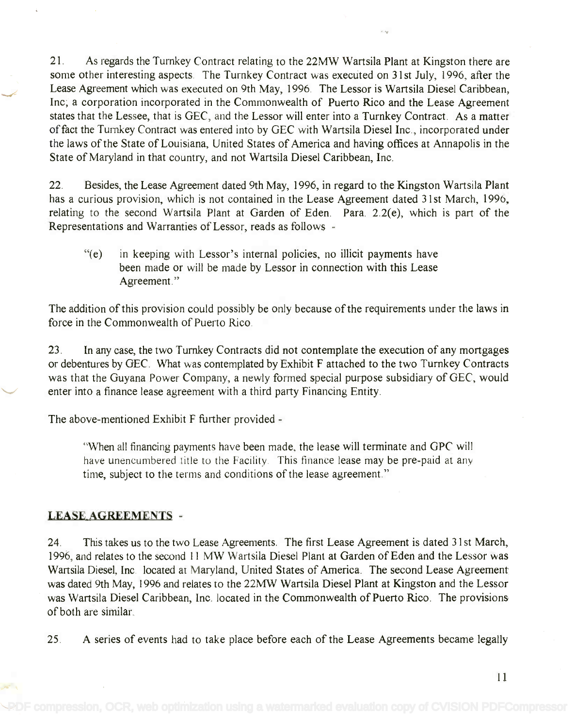21. As regards the Turnkey Contract relating to the 22MW Wartsila Plant at Kingston there are some other interesting aspects. The Turnkey Contract was executed on 31st July, 1996, after the Lease Agreement which was executed on 9th May, 1996. The Lessor is Wartsila Diesel Caribbean, Inc, a corporation incorporated in the Commonwealth of Puerto Rico and the Lease Agreement states that the Lessee, that is GEC, and the Lessor will enter into a Turnkey Contract. As a matter of fact the Turnkey Contract was entered into by GEC with Wartsila Diesel Inc., incorporated under the laws of the State of Louisiana, United States of America and having offices at Annapolis in the State of Maryland in that country, and not Wartsila Diesel Caribbean, Inc.

22. Besides, the Lease Agreement dated 9th May, 1996, in regard to the Kingston Wartsila Plant has a curious provision, which is not contained in the Lease Agreement dated 31st March, 1996, relating to the second Wartsila Plant at Garden of Eden. Para. 2.2(e), which is part of the Representations and Warranties of Lessor, reads as follows -

> "(e) in keeping with Lessor's internal policies, no illicit payments have been made or will be made by Lessor in connection with this Lease Agreement."

The addition of this provision could possibly be only because of the requirements under the laws in force in the Commonwealth of Puerto Rico.

23. In any case, the two Turnkey Contracts did not contemplate the execution of any mortgages or debentures by GEC. What was contemplated by Exhibit F attached to the two Turnkey Contracts was that the Guyana Power Company, a newly formed special purpose subsidiary of GEC, would enter into a finance lease agreement with a third party Financing Entity.

The above-mentioned Exhibit F further provided -

> "When all financing payments have been made, the lease will terminate and GPC will have unencumbered title to the Facility. This finance lease may be pre-paid at any time, subject to the terms and conditions of the lease agreement."

## LEASE AGREEMENTS -

24. This takes us to the two Lease Agreements. The first Lease Agreement is dated 31st March, 1996, and relates to the second 11 MW Wartsila Diesel Plant at Garden of Eden and the Lessor was Wartsila Diesel, Inc. located at Maryland, United States of America. The second Lease Agreement was dated 9th May, 1996 and relates to the 22MW Wartsila Diesel Plant at Kingston and the Lessor was Wartsila Diesel Caribbean, Inc. located in the Commonwealth of Puerto Rico. The provisions of both are similar.

25. A series of events had to take place before each of the Lease Agreements became legally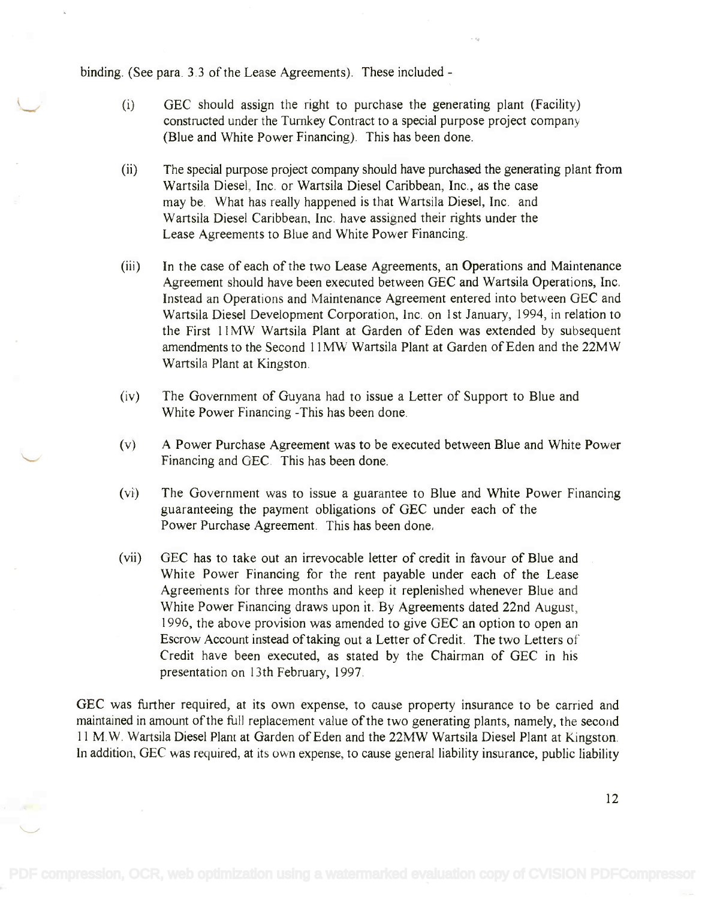binding. (See para. 3.3 of the Lease Agreements). These included -

(i) GEC should assign the right to purchase the generating plant (Facility) constructed under the Turnkey Contract to a special purpose project company (Blue and White Power Financing). This has been done.

(ii) The special purpose project company should have purchased the generating plant from Wartsila Diesel, Inc. or Wartsila Diesel Caribbean, Inc., as the case may be. What has really happened is that Wartsila Diesel, Inc. and Wartsila Diesel Caribbean, Inc. have assigned their rights under the Lease Agreements to Blue and White Power Financing.

(iii) In the case of each of the two Lease Agreements, an Operations and Maintenance Agreement should have been executed between GEC and Wartsila Operations, Inc. Instead an Operations and Maintenance Agreement entered into between GEC and Wartsila Diesel Development Corporation, Inc. on 1st January, 1994, in relation to the First 11MW Wartsila Plant at Garden of Eden was extended by subsequent amendments to the Second 11MW Wartsila Plant at Garden of Eden and the 22MW Wartsila Plant at Kingston.

(iv) The Government of Guyana had to issue a Letter of Support to Blue and White Power Financing -This has been done.

(v) A Power Purchase Agreement was to be executed between Blue and White Power Financing and GEC. This has been done.

(vi) The Government was to issue a guarantee to Blue and White Power Financing guaranteeing the payment obligations of GEC under each of the Power Purchase Agreement. This has been done.

(vii) GEC has to take out an irrevocable letter of credit in favour of Blue and White Power Financing for the rent payable under each of the Lease Agreements for three months and keep it replenished whenever Blue and White Power Financing draws upon it. By Agreements dated 22nd August, 1996, the above provision was amended to give GEC an option to open an Escrow Account instead of taking out a Letter of Credit. The two Letters of Credit have been executed, as stated by the Chairman of GEC in his presentation on 13th February, 1997.

GEC was further required, at its own expense, to cause property insurance to be carried and maintained in amount of the full replacement value of the two generating plants, namely, the second 11 M.W. Wartsila Diesel Plant at Garden of Eden and the 22MW Wartsila Diesel Plant at Kingston. In addition, GEC was required, at its own expense, to cause general liability insurance, public liability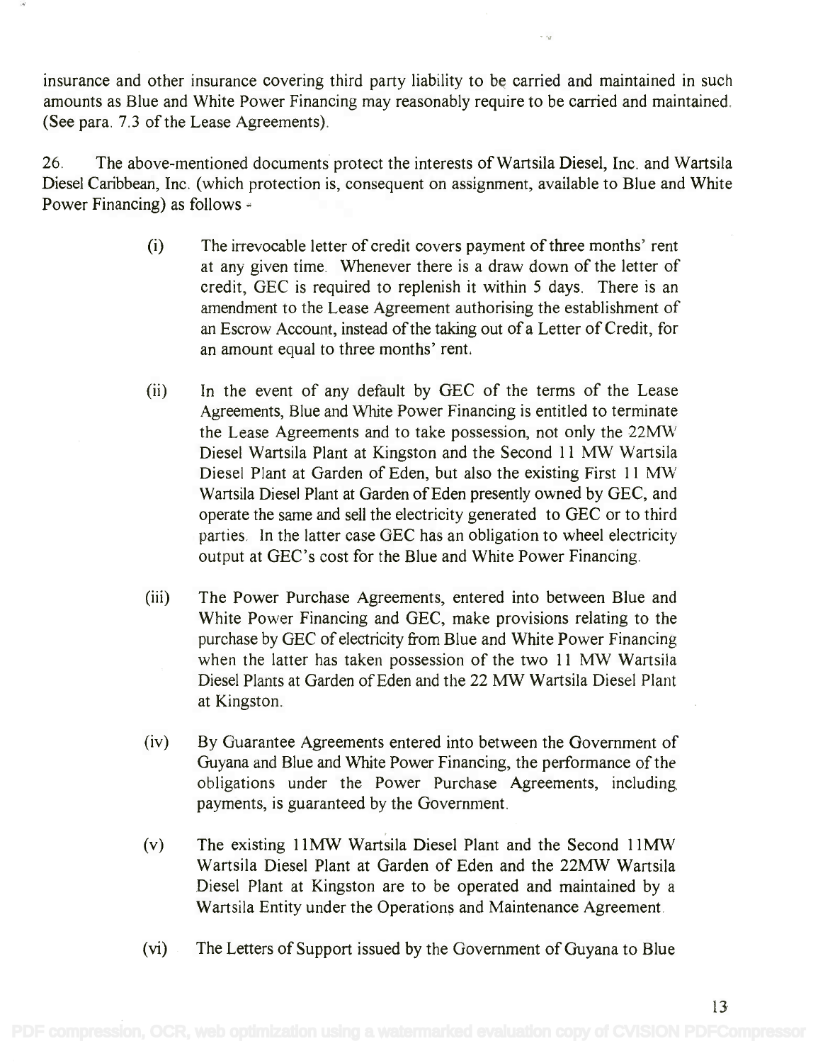insurance and other insurance covering third party liability to be carried and maintained in such amounts as Blue and White Power Financing may reasonably require to be carried and maintained. (See para. 7.3 of the Lease Agreements).

26. The above-mentioned documents protect the interests of Wartsila Diesel, Inc. and Wartsila Diesel Caribbean, Inc. (which protection is, consequent on assignment, available to Blue and White Power Financing) as follows -

(i) The irrevocable letter of credit covers payment of three months' rent at any given time. Whenever there is a draw down of the letter of credit, GEC is required to replenish it within 5 days. There is an amendment to the Lease Agreement authorising the establishment of an Escrow Account, instead of the taking out of a Letter of Credit, for an amount equal to three months' rent.

(ii) In the event of any default by GEC of the terms of the Lease Agreements, Blue and White Power Financing is entitled to terminate the Lease Agreements and to take possession, not only the 22MW Diesel Wartsila Plant at Kingston and the Second 11 MW Wartsila Diesel Plant at Garden of Eden, but also the existing First 11 MW Wartsila Diesel Plant at Garden of Eden presently owned by GEC, and operate the same and sell the electricity generated to GEC or to third parties. In the latter case GEC has an obligation to wheel electricity output at GEC's cost for the Blue and White Power Financing.

(iii) The Power Purchase Agreements, entered into between Blue and White Power Financing and GEC, make provisions relating to the purchase by GEC of electricity from Blue and White Power Financing when the latter has taken possession of the two 11 MW Wartsila Diesel Plants at Garden of Eden and the 22 MW Wartsila Diesel Plant at Kingston.

(iv) By Guarantee Agreements entered into between the Government of Guyana and Blue and White Power Financing, the performance of the obligations under the Power Purchase Agreements, including payments, is guaranteed by the Government.

(v) The existing 11MW Wartsila Diesel Plant and the Second 11MW Wartsila Diesel Plant at Garden of Eden and the 22MW Wartsila Diesel Plant at Kingston are to be operated and maintained by a Wartsila Entity under the Operations and Maintenance Agreement.

(vi) The Letters of Support issued by the Government of Guyana to Blue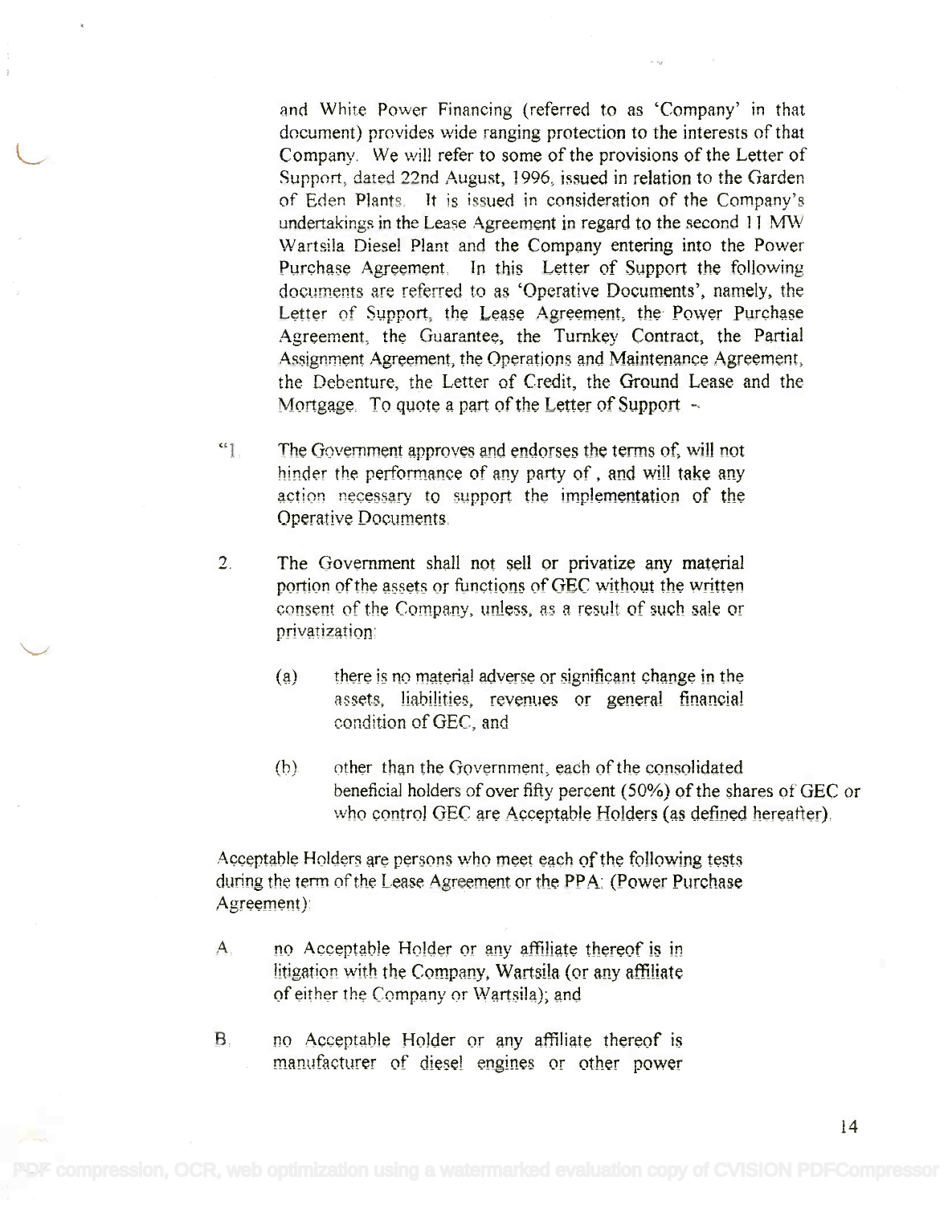and White Power Financing (referred to as 'Company' in that document) provides wide ranging protection to the interests of that Company. We will refer to some of the provisions of the Letter of Support, dated 22nd August, 1996, issued in relation to the Garden of Eden Plants. It is issued in consideration of the Company's undertakings in the Lease Agreement in regard to the second 11 MW Wartsila Diesel Plant and the Company entering into the Power Purchase Agreement. In this Letter of Support the following documents are referred to as 'Operative Documents', namely, the Letter of Support, the Lease Agreement, the Power Purchase Agreement, the Guarantee, the Turnkey Contract, the Partial Assignment Agreement, the Operations and Maintenance Agreement, the Debenture, the Letter of Credit, the Ground Lease and the Mortgage. To quote a part of the Letter of Support -

"1. The Government approves and endorses the terms of, will not hinder the performance of any party of , and will take any action necessary to support the implementation of the Operative Documents.

2. The Government shall not sell or privatize any material portion of the assets or functions of GEC without the written consent of the Company, unless, as a result of such sale or privatization:

   (a) there is no material adverse or significant change in the assets, liabilities, revenues or general financial condition of GEC, and

   (b) other than the Government, each of the consolidated beneficial holders of over fifty percent (50%) of the shares of GEC or who control GEC are Acceptable Holders (as defined hereafter).

Acceptable Holders are persons who meet each of the following tests during the term of the Lease Agreement or the PPA: (Power Purchase Agreement):

A. no Acceptable Holder or any affiliate thereof is in litigation with the Company, Wartsila (or any affiliate of either the Company or Wartsila); and

B. no Acceptable Holder or any affiliate thereof is manufacturer of diesel engines or other power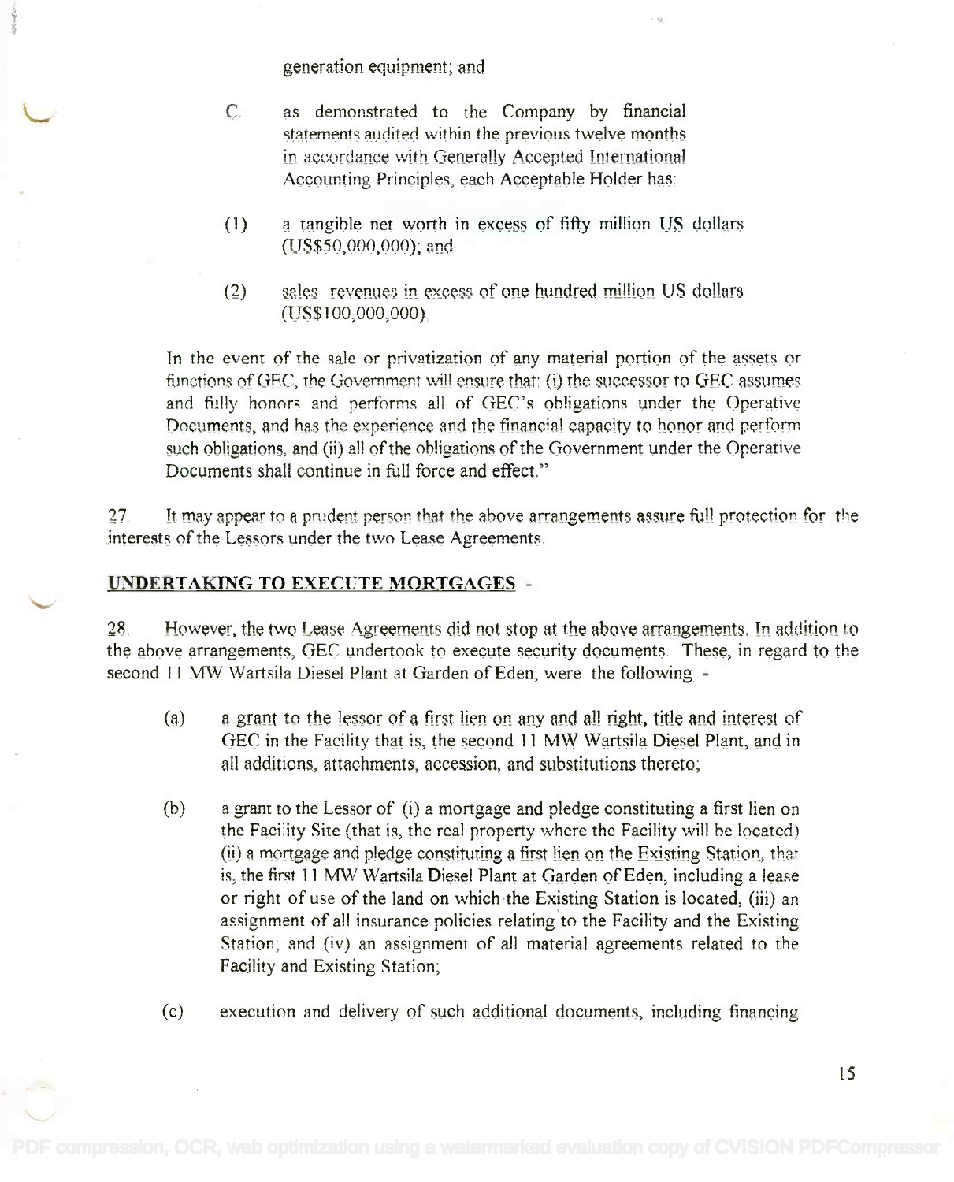generation equipment; and

C. as demonstrated to the Company by financial statements audited within the previous twelve months in accordance with Generally Accepted International Accounting Principles, each Acceptable Holder has:

(1) a tangible net worth in excess of fifty million US dollars (US$50,000,000); and

(2) sales revenues in excess of one hundred million US dollars (US$100,000,000).

In the event of the sale or privatization of any material portion of the assets or functions of GEC, the Government will ensure that: (i) the successor to GEC assumes and fully honors and performs all of GEC's obligations under the Operative Documents, and has the experience and the financial capacity to honor and perform such obligations, and (ii) all of the obligations of the Government under the Operative Documents shall continue in full force and effect."

27 It may appear to a prudent person that the above arrangements assure full protection for the interests of the Lessors under the two Lease Agreements.

## UNDERTAKING TO EXECUTE MORTGAGES -

28 However, the two Lease Agreements did not stop at the above arrangements. In addition to the above arrangements, GEC undertook to execute security documents. These, in regard to the second 11 MW Wartsila Diesel Plant at Garden of Eden, were the following -

(a) a grant to the lessor of a first lien on any and all right, title and interest of GEC in the Facility that is, the second 11 MW Wartsila Diesel Plant, and in all additions, attachments, accession, and substitutions thereto;

(b) a grant to the Lessor of (i) a mortgage and pledge constituting a first lien on the Facility Site (that is, the real property where the Facility will be located) (ii) a mortgage and pledge constituting a first lien on the Existing Station, that is, the first 11 MW Wartsila Diesel Plant at Garden of Eden, including a lease or right of use of the land on which the Existing Station is located, (iii) an assignment of all insurance policies relating to the Facility and the Existing Station; and (iv) an assignment of all material agreements related to the Facility and Existing Station;

(c) execution and delivery of such additional documents, including financing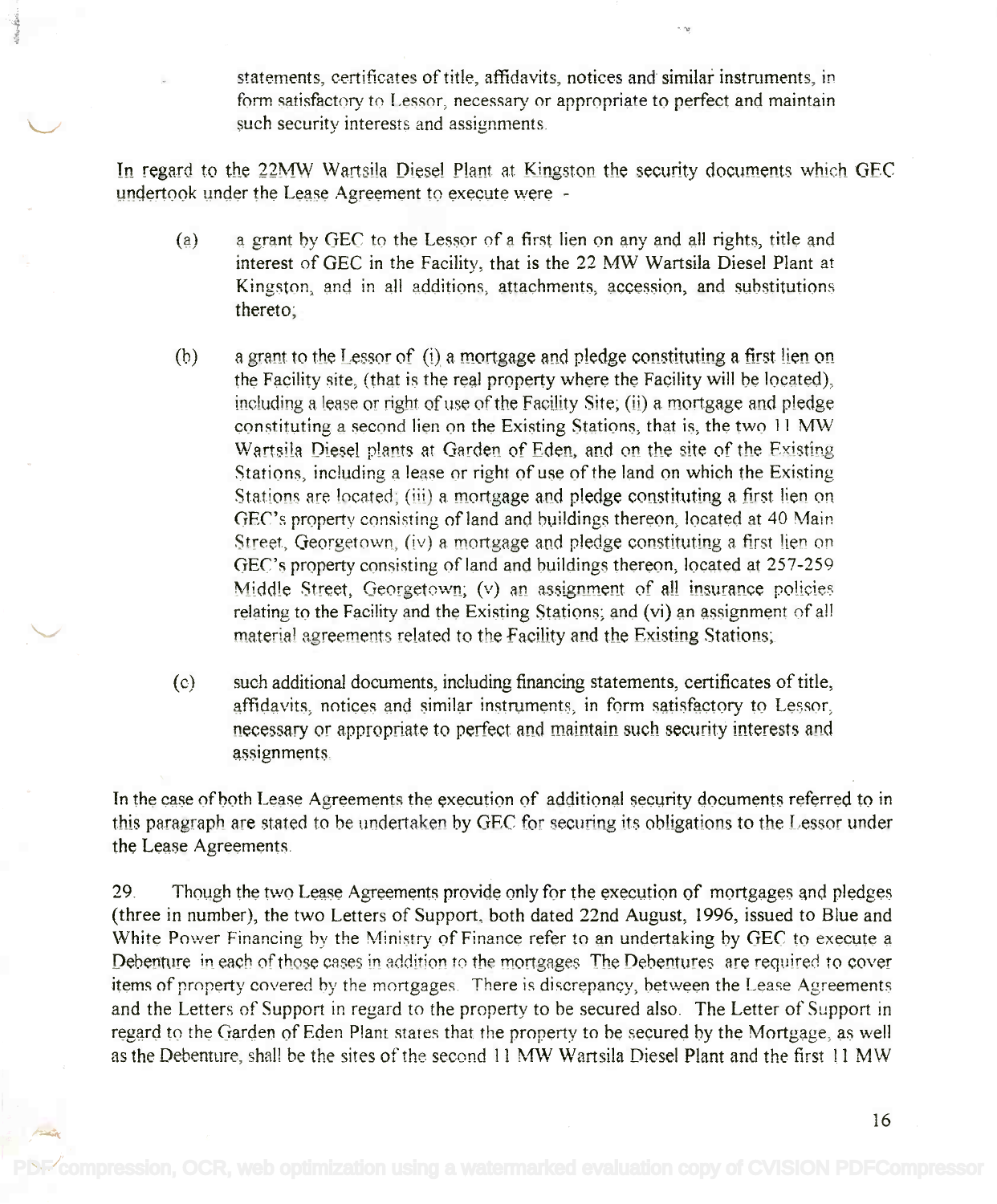statements, certificates of title, affidavits, notices and similar instruments, in form satisfactory to Lessor, necessary or appropriate to perfect and maintain such security interests and assignments.

In regard to the 22MW Wartsila Diesel Plant at Kingston the security documents which GEC undertook under the Lease Agreement to execute were -

(a) a grant by GEC to the Lessor of a first lien on any and all rights, title and interest of GEC in the Facility, that is the 22 MW Wartsila Diesel Plant at Kingston, and in all additions, attachments, accession, and substitutions thereto;

(b) a grant to the Lessor of (i) a mortgage and pledge constituting a first lien on the Facility site, (that is the real property where the Facility will be located), including a lease or right of use of the Facility Site; (ii) a mortgage and pledge constituting a second lien on the Existing Stations, that is, the two 11 MW Wartsila Diesel plants at Garden of Eden, and on the site of the Existing Stations, including a lease or right of use of the land on which the Existing Stations are located; (iii) a mortgage and pledge constituting a first lien on GEC's property consisting of land and buildings thereon, located at 40 Main Street, Georgetown, (iv) a mortgage and pledge constituting a first lien on GEC's property consisting of land and buildings thereon, located at 257-259 Middle Street, Georgetown; (v) an assignment of all insurance policies relating to the Facility and the Existing Stations; and (vi) an assignment of all material agreements related to the Facility and the Existing Stations;

(c) such additional documents, including financing statements, certificates of title, affidavits, notices and similar instruments, in form satisfactory to Lessor, necessary or appropriate to perfect and maintain such security interests and assignments.

In the case of both Lease Agreements the execution of additional security documents referred to in this paragraph are stated to be undertaken by GEC for securing its obligations to the Lessor under the Lease Agreements.

29. Though the two Lease Agreements provide only for the execution of mortgages and pledges (three in number), the two Letters of Support, both dated 22nd August, 1996, issued to Blue and White Power Financing by the Ministry of Finance refer to an undertaking by GEC to execute a Debenture in each of those cases in addition to the mortgages. The Debentures are required to cover items of property covered by the mortgages. There is discrepancy, between the Lease Agreements and the Letters of Support in regard to the property to be secured also. The Letter of Support in regard to the Garden of Eden Plant states that the property to be secured by the Mortgage, as well as the Debenture, shall be the sites of the second 11 MW Wartsila Diesel Plant and the first 11 MW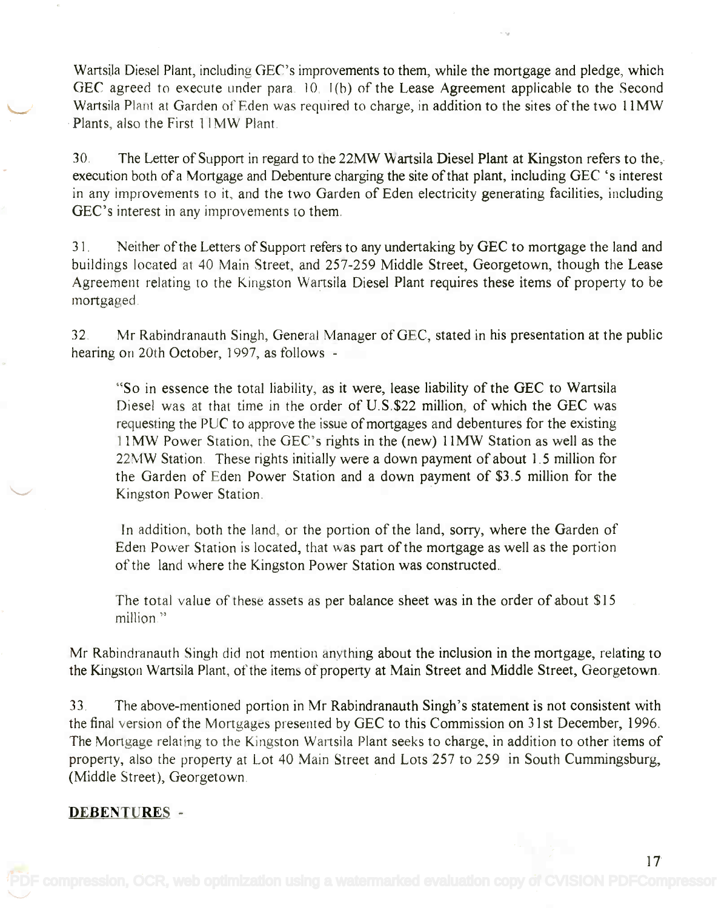Wartsila Diesel Plant, including GEC's improvements to them, while the mortgage and pledge, which GEC agreed to execute under para. 10. 1(b) of the Lease Agreement applicable to the Second Wartsila Plant at Garden of Eden was required to charge, in addition to the sites of the two 11MW Plants, also the First 11MW Plant.

30. The Letter of Support in regard to the 22MW Wartsila Diesel Plant at Kingston refers to the, execution both of a Mortgage and Debenture charging the site of that plant, including GEC 's interest in any improvements to it, and the two Garden of Eden electricity generating facilities, including GEC's interest in any improvements to them.

31. Neither of the Letters of Support refers to any undertaking by GEC to mortgage the land and buildings located at 40 Main Street, and 257-259 Middle Street, Georgetown, though the Lease Agreement relating to the Kingston Wartsila Diesel Plant requires these items of property to be mortgaged.

32. Mr Rabindranauth Singh, General Manager of GEC, stated in his presentation at the public hearing on 20th October, 1997, as follows -

> "So in essence the total liability, as it were, lease liability of the GEC to Wartsila Diesel was at that time in the order of U.S.$22 million, of which the GEC was requesting the PUC to approve the issue of mortgages and debentures for the existing 11MW Power Station, the GEC's rights in the (new) 11MW Station as well as the 22MW Station. These rights initially were a down payment of about 1.5 million for the Garden of Eden Power Station and a down payment of $3.5 million for the Kingston Power Station.
>
> In addition, both the land, or the portion of the land, sorry, where the Garden of Eden Power Station is located, that was part of the mortgage as well as the portion of the land where the Kingston Power Station was constructed.
>
> The total value of these assets as per balance sheet was in the order of about $15 million."

Mr Rabindranauth Singh did not mention anything about the inclusion in the mortgage, relating to the Kingston Wartsila Plant, of the items of property at Main Street and Middle Street, Georgetown.

33. The above-mentioned portion in Mr Rabindranauth Singh's statement is not consistent with the final version of the Mortgages presented by GEC to this Commission on 31st December, 1996. The Mortgage relating to the Kingston Wartsila Plant seeks to charge, in addition to other items of property, also the property at Lot 40 Main Street and Lots 257 to 259 in South Cummingsburg, (Middle Street), Georgetown.

**DEBENTURES** -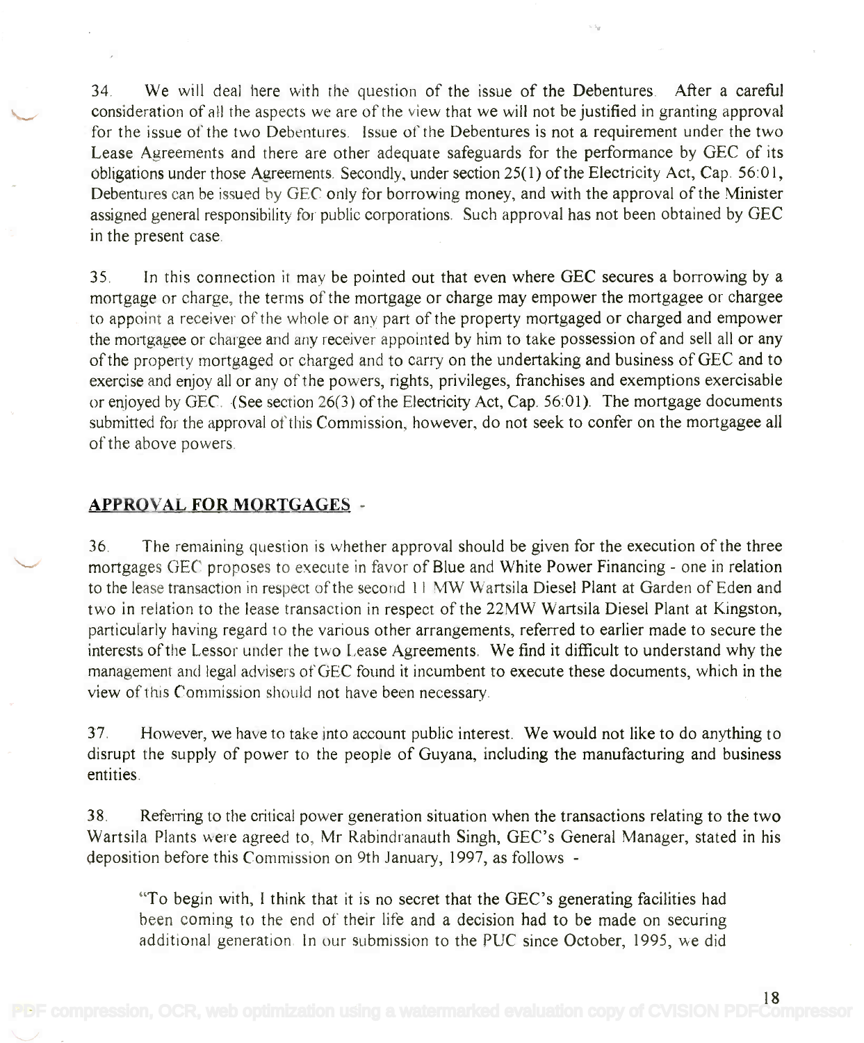34. We will deal here with the question of the issue of the Debentures. After a careful consideration of all the aspects we are of the view that we will not be justified in granting approval for the issue of the two Debentures. Issue of the Debentures is not a requirement under the two Lease Agreements and there are other adequate safeguards for the performance by GEC of its obligations under those Agreements. Secondly, under section 25(1) of the Electricity Act, Cap. 56:01, Debentures can be issued by GEC only for borrowing money, and with the approval of the Minister assigned general responsibility for public corporations. Such approval has not been obtained by GEC in the present case.

35. In this connection it may be pointed out that even where GEC secures a borrowing by a mortgage or charge, the terms of the mortgage or charge may empower the mortgagee or chargee to appoint a receiver of the whole or any part of the property mortgaged or charged and empower the mortgagee or chargee and any receiver appointed by him to take possession of and sell all or any of the property mortgaged or charged and to carry on the undertaking and business of GEC and to exercise and enjoy all or any of the powers, rights, privileges, franchises and exemptions exercisable or enjoyed by GEC. (See section 26(3) of the Electricity Act, Cap. 56:01). The mortgage documents submitted for the approval of this Commission, however, do not seek to confer on the mortgagee all of the above powers.

## APPROVAL FOR MORTGAGES -

36. The remaining question is whether approval should be given for the execution of the three mortgages GEC proposes to execute in favor of Blue and White Power Financing - one in relation to the lease transaction in respect of the second 11 MW Wartsila Diesel Plant at Garden of Eden and two in relation to the lease transaction in respect of the 22MW Wartsila Diesel Plant at Kingston, particularly having regard to the various other arrangements, referred to earlier made to secure the interests of the Lessor under the two Lease Agreements. We find it difficult to understand why the management and legal advisers of GEC found it incumbent to execute these documents, which in the view of this Commission should not have been necessary.

37. However, we have to take into account public interest. We would not like to do anything to disrupt the supply of power to the people of Guyana, including the manufacturing and business entities.

38. Referring to the critical power generation situation when the transactions relating to the two Wartsila Plants were agreed to, Mr Rabindranauth Singh, GEC's General Manager, stated in his deposition before this Commission on 9th January, 1997, as follows -

> "To begin with, I think that it is no secret that the GEC's generating facilities had been coming to the end of their life and a decision had to be made on securing additional generation. In our submission to the PUC since October, 1995, we did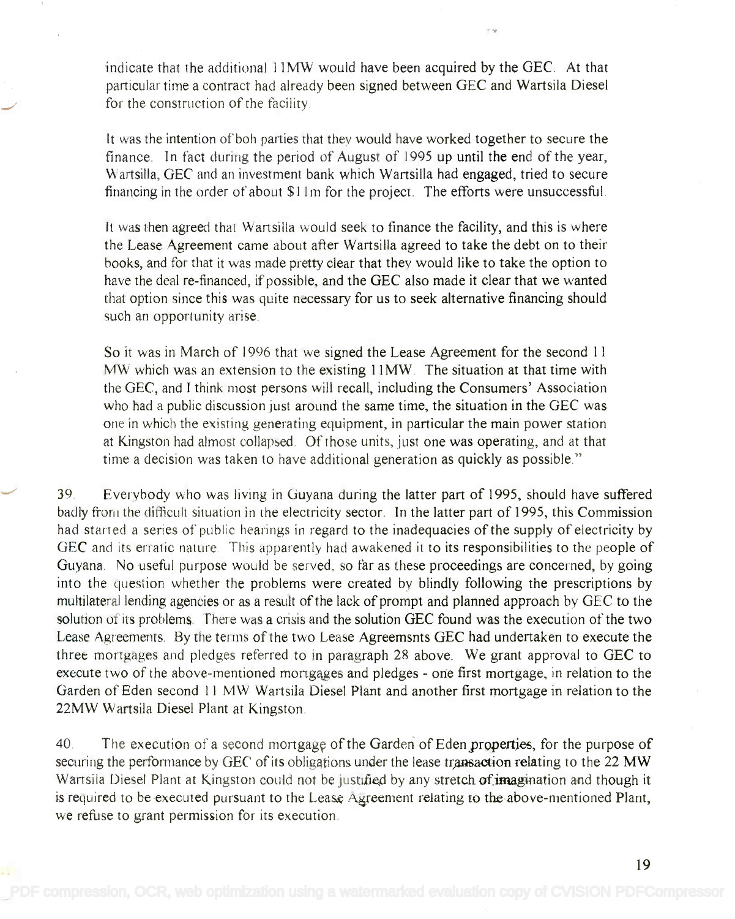indicate that the additional 11MW would have been acquired by the GEC. At that particular time a contract had already been signed between GEC and Wartsila Diesel for the construction of the facility.

It was the intention of boh parties that they would have worked together to secure the finance. In fact during the period of August of 1995 up until the end of the year, Wartsilla, GEC and an investment bank which Wartsilla had engaged, tried to secure financing in the order of about $11m for the project. The efforts were unsuccessful.

It was then agreed that Wartsilla would seek to finance the facility, and this is where the Lease Agreement came about after Wartsilla agreed to take the debt on to their books, and for that it was made pretty clear that they would like to take the option to have the deal re-financed, if possible, and the GEC also made it clear that we wanted that option since this was quite necessary for us to seek alternative financing should such an opportunity arise.

So it was in March of 1996 that we signed the Lease Agreement for the second 11 MW which was an extension to the existing 11MW. The situation at that time with the GEC, and I think most persons will recall, including the Consumers' Association who had a public discussion just around the same time, the situation in the GEC was one in which the existing generating equipment, in particular the main power station at Kingston had almost collapsed. Of those units, just one was operating, and at that time a decision was taken to have additional generation as quickly as possible."

39. Everybody who was living in Guyana during the latter part of 1995, should have suffered badly from the difficult situation in the electricity sector. In the latter part of 1995, this Commission had started a series of public hearings in regard to the inadequacies of the supply of electricity by GEC and its erratic nature. This apparently had awakened it to its responsibilities to the people of Guyana. No useful purpose would be served, so far as these proceedings are concerned, by going into the question whether the problems were created by blindly following the prescriptions by multilateral lending agencies or as a result of the lack of prompt and planned approach by GEC to the solution of its problems. There was a crisis and the solution GEC found was the execution of the two Lease Agreements. By the terms of the two Lease Agreemsnts GEC had undertaken to execute the three mortgages and pledges referred to in paragraph 28 above. We grant approval to GEC to execute two of the above-mentioned mortgages and pledges - one first mortgage, in relation to the Garden of Eden second 11 MW Wartsila Diesel Plant and another first mortgage in relation to the 22MW Wartsila Diesel Plant at Kingston.

40. The execution of a second mortgage of the Garden of Eden properties, for the purpose of securing the performance by GEC of its obligations under the lease transaction relating to the 22 MW Wartsila Diesel Plant at Kingston could not be justified by any stretch of imagination and though it is required to be executed pursuant to the Lease Agreement relating to the above-mentioned Plant, we refuse to grant permission for its execution.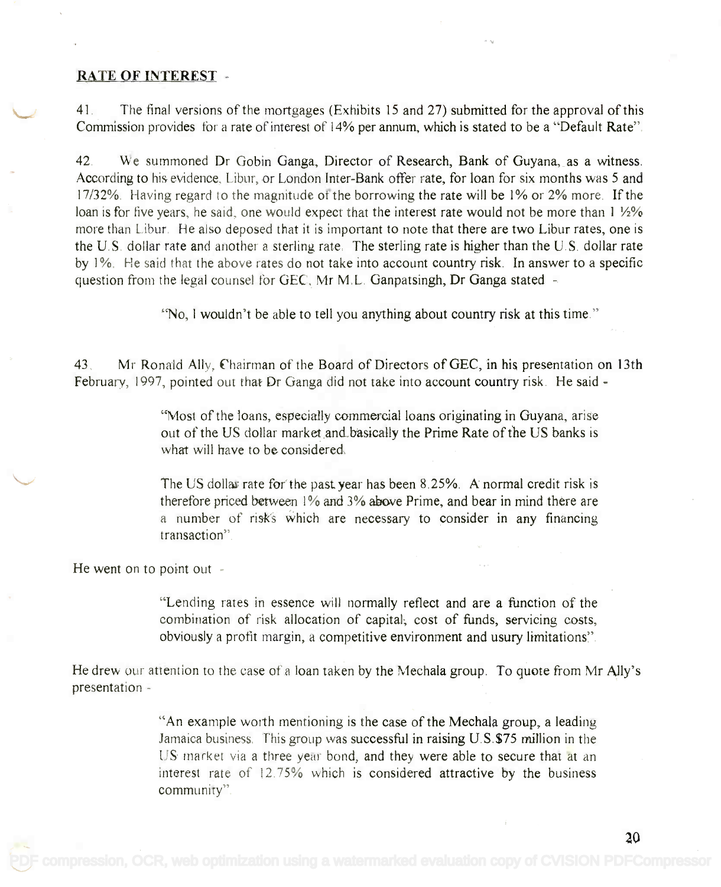**RATE OF INTEREST** -

41. The final versions of the mortgages (Exhibits 15 and 27) submitted for the approval of this Commission provides for a rate of interest of 14% per annum, which is stated to be a "Default Rate".

42. We summoned Dr Gobin Ganga, Director of Research, Bank of Guyana, as a witness. According to his evidence, Libur, or London Inter-Bank offer rate, for loan for six months was 5 and 17/32%. Having regard to the magnitude of the borrowing the rate will be 1% or 2% more. If the loan is for five years, he said, one would expect that the interest rate would not be more than 1 ½% more than Libur. He also deposed that it is important to note that there are two Libur rates, one is the U.S. dollar rate and another a sterling rate. The sterling rate is higher than the U.S. dollar rate by 1%. He said that the above rates do not take into account country risk. In answer to a specific question from the legal counsel for GEC, Mr M.L. Ganpatsingh, Dr Ganga stated -

> "No, I wouldn't be able to tell you anything about country risk at this time."

43. Mr Ronald Ally, Chairman of the Board of Directors of GEC, in his presentation on 13th February, 1997, pointed out that Dr Ganga did not take into account country risk. He said -

> "Most of the loans, especially commercial loans originating in Guyana, arise out of the US dollar market and basically the Prime Rate of the US banks is what will have to be considered.
>
> The US dollar rate for the past year has been 8.25%. A normal credit risk is therefore priced between 1% and 3% above Prime, and bear in mind there are a number of risks which are necessary to consider in any financing transaction".

He went on to point out -

> "Lending rates in essence will normally reflect and are a function of the combination of risk allocation of capital, cost of funds, servicing costs, obviously a profit margin, a competitive environment and usury limitations".

He drew our attention to the case of a loan taken by the Mechala group. To quote from Mr Ally's presentation -

> "An example worth mentioning is the case of the Mechala group, a leading Jamaica business. This group was successful in raising U.S.$75 million in the US market via a three year bond, and they were able to secure that at an interest rate of 12.75% which is considered attractive by the business community".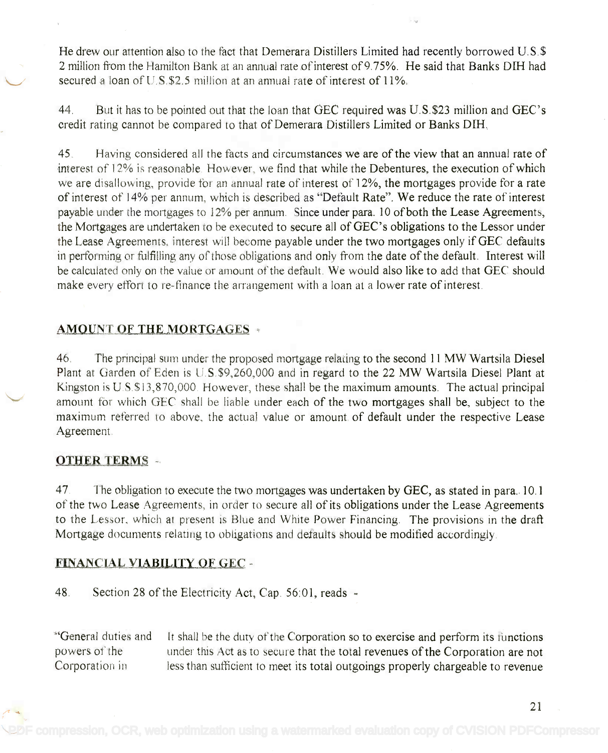He drew our attention also to the fact that Demerara Distillers Limited had recently borrowed U.S.$ 2 million from the Hamilton Bank at an annual rate of interest of 9.75%. He said that Banks DIH had secured a loan of U.S.$2.5 million at an annual rate of interest of 11%.

44. But it has to be pointed out that the loan that GEC required was U.S.$23 million and GEC's credit rating cannot be compared to that of Demerara Distillers Limited or Banks DIH.

45. Having considered all the facts and circumstances we are of the view that an annual rate of interest of 12% is reasonable. However, we find that while the Debentures, the execution of which we are disallowing, provide for an annual rate of interest of 12%, the mortgages provide for a rate of interest of 14% per annum, which is described as "Default Rate". We reduce the rate of interest payable under the mortgages to 12% per annum. Since under para. 10 of both the Lease Agreements, the Mortgages are undertaken to be executed to secure all of GEC's obligations to the Lessor under the Lease Agreements, interest will become payable under the two mortgages only if GEC defaults in performing or fulfilling any of those obligations and only from the date of the default. Interest will be calculated only on the value or amount of the default. We would also like to add that GEC should make every effort to re-finance the arrangement with a loan at a lower rate of interest.

## AMOUNT OF THE MORTGAGES -

46. The principal sum under the proposed mortgage relating to the second 11 MW Wartsila Diesel Plant at Garden of Eden is U.S.$9,260,000 and in regard to the 22 MW Wartsila Diesel Plant at Kingston is U.S.$13,870,000. However, these shall be the maximum amounts. The actual principal amount for which GEC shall be liable under each of the two mortgages shall be, subject to the maximum referred to above, the actual value or amount of default under the respective Lease Agreement.

## OTHER TERMS -

47. The obligation to execute the two mortgages was undertaken by GEC, as stated in para. 10.1 of the two Lease Agreements, in order to secure all of its obligations under the Lease Agreements to the Lessor, which at present is Blue and White Power Financing. The provisions in the draft Mortgage documents relating to obligations and defaults should be modified accordingly.

## FINANCIAL VIABILITY OF GEC -

48. Section 28 of the Electricity Act, Cap. 56:01, reads -

| | |
|---|---|
| "General duties and powers of the Corporation in | It shall be the duty of the Corporation so to exercise and perform its functions under this Act as to secure that the total revenues of the Corporation are not less than sufficient to meet its total outgoings properly chargeable to revenue |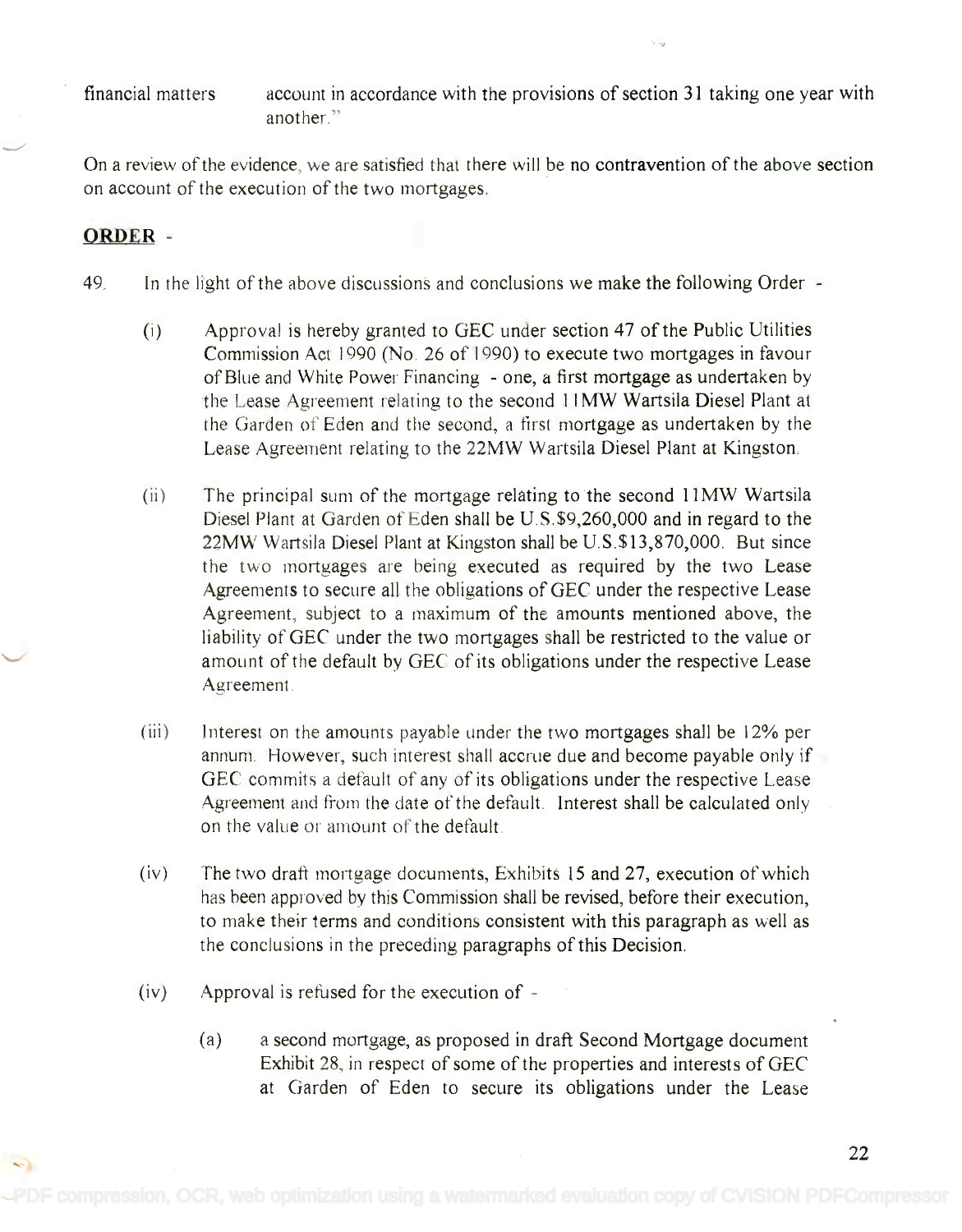financial matters account in accordance with the provisions of section 31 taking one year with another."

On a review of the evidence, we are satisfied that there will be no contravention of the above section on account of the execution of the two mortgages.

**ORDER** -

49. In the light of the above discussions and conclusions we make the following Order -

(i) Approval is hereby granted to GEC under section 47 of the Public Utilities Commission Act 1990 (No. 26 of 1990) to execute two mortgages in favour of Blue and White Power Financing - one, a first mortgage as undertaken by the Lease Agreement relating to the second 11MW Wartsila Diesel Plant at the Garden of Eden and the second, a first mortgage as undertaken by the Lease Agreement relating to the 22MW Wartsila Diesel Plant at Kingston.

(ii) The principal sum of the mortgage relating to the second 11MW Wartsila Diesel Plant at Garden of Eden shall be U.S.$9,260,000 and in regard to the 22MW Wartsila Diesel Plant at Kingston shall be U.S.$13,870,000. But since the two mortgages are being executed as required by the two Lease Agreements to secure all the obligations of GEC under the respective Lease Agreement, subject to a maximum of the amounts mentioned above, the liability of GEC under the two mortgages shall be restricted to the value or amount of the default by GEC of its obligations under the respective Lease Agreement.

(iii) Interest on the amounts payable under the two mortgages shall be 12% per annum. However, such interest shall accrue due and become payable only if GEC commits a default of any of its obligations under the respective Lease Agreement and from the date of the default. Interest shall be calculated only on the value or amount of the default.

(iv) The two draft mortgage documents, Exhibits 15 and 27, execution of which has been approved by this Commission shall be revised, before their execution, to make their terms and conditions consistent with this paragraph as well as the conclusions in the preceding paragraphs of this Decision.

(iv) Approval is refused for the execution of -

(a) a second mortgage, as proposed in draft Second Mortgage document Exhibit 28, in respect of some of the properties and interests of GEC at Garden of Eden to secure its obligations under the Lease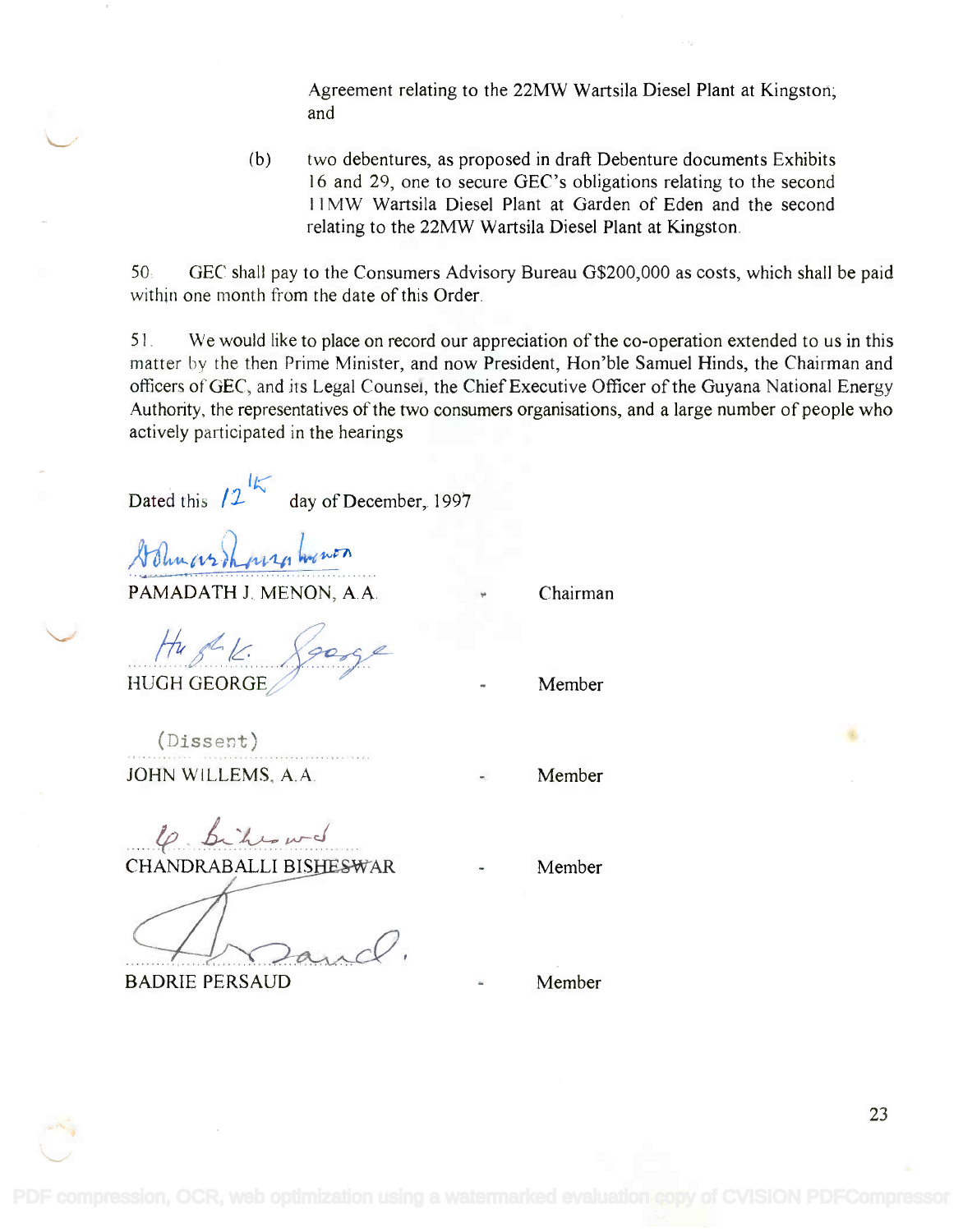Agreement relating to the 22MW Wartsila Diesel Plant at Kingston; and

(b) two debentures, as proposed in draft Debenture documents Exhibits 16 and 29, one to secure GEC's obligations relating to the second 11MW Wartsila Diesel Plant at Garden of Eden and the second relating to the 22MW Wartsila Diesel Plant at Kingston.

50. GEC shall pay to the Consumers Advisory Bureau G$200,000 as costs, which shall be paid within one month from the date of this Order.

51. We would like to place on record our appreciation of the co-operation extended to us in this matter by the then Prime Minister, and now President, Hon'ble Samuel Hinds, the Chairman and officers of GEC, and its Legal Counsel, the Chief Executive Officer of the Guyana National Energy Authority, the representatives of the two consumers organisations, and a large number of people who actively participated in the hearings

Dated this 12th day of December, 1997

PAMADATH J. MENON, A.A. - Chairman

HUGH GEORGE - Member

(Dissent)
JOHN WILLEMS, A.A. - Member

CHANDRABALLI BISHESWAR - Member

BADRIE PERSAUD - Member